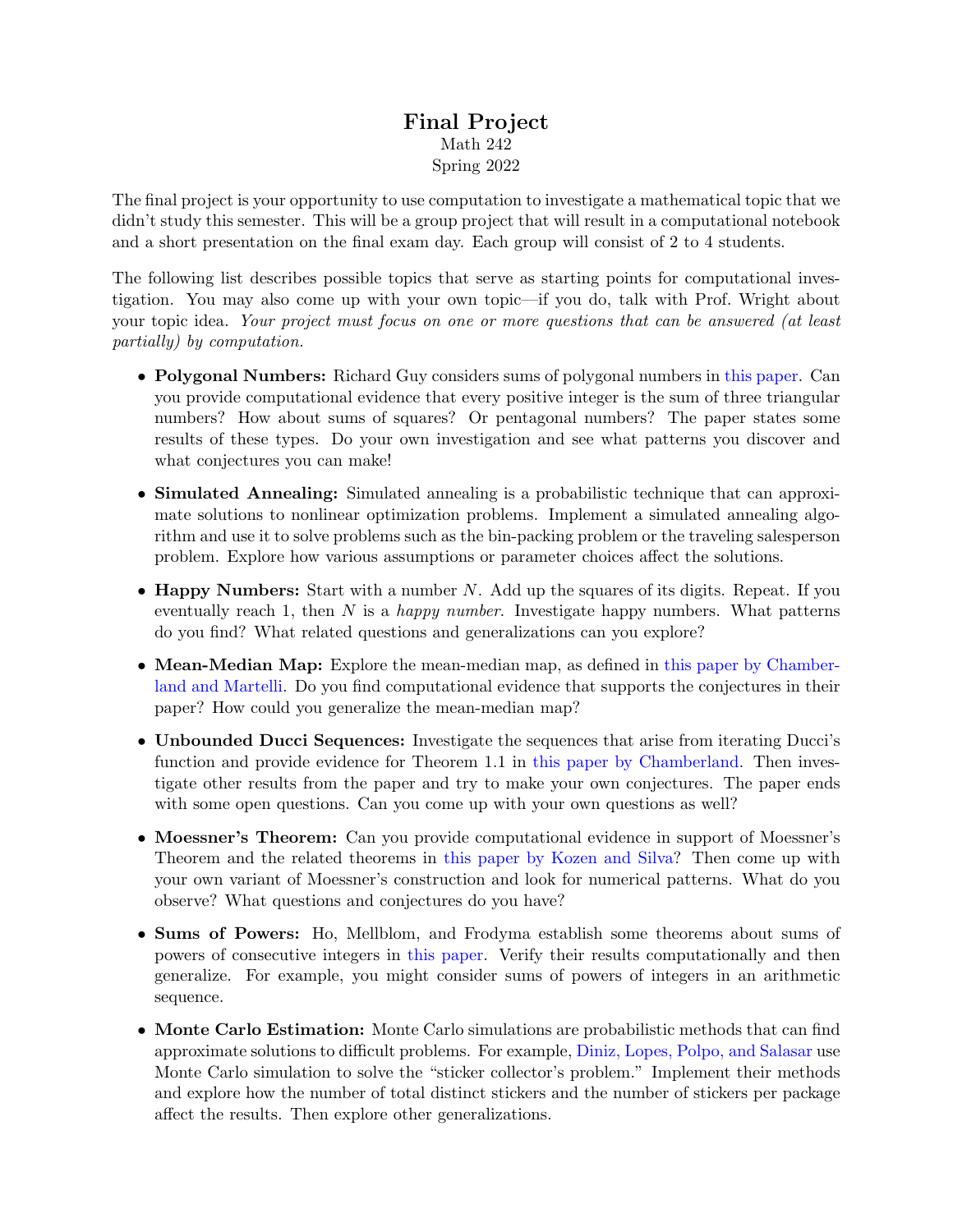# Final Project

Math 242
Spring 2022

The final project is your opportunity to use computation to investigate a mathematical topic that we didn't study this semester. This will be a group project that will result in a computational notebook and a short presentation on the final exam day. Each group will consist of 2 to 4 students.

The following list describes possible topics that serve as starting points for computational investigation. You may also come up with your own topic—if you do, talk with Prof. Wright about your topic idea. *Your project must focus on one or more questions that can be answered (at least partially) by computation.*

- **Polygonal Numbers:** Richard Guy considers sums of polygonal numbers in this paper. Can you provide computational evidence that every positive integer is the sum of three triangular numbers? How about sums of squares? Or pentagonal numbers? The paper states some results of these types. Do your own investigation and see what patterns you discover and what conjectures you can make!
- **Simulated Annealing:** Simulated annealing is a probabilistic technique that can approximate solutions to nonlinear optimization problems. Implement a simulated annealing algorithm and use it to solve problems such as the bin-packing problem or the traveling salesperson problem. Explore how various assumptions or parameter choices affect the solutions.
- **Happy Numbers:** Start with a number $N$. Add up the squares of its digits. Repeat. If you eventually reach 1, then $N$ is a *happy number*. Investigate happy numbers. What patterns do you find? What related questions and generalizations can you explore?
- **Mean-Median Map:** Explore the mean-median map, as defined in this paper by Chamberland and Martelli. Do you find computational evidence that supports the conjectures in their paper? How could you generalize the mean-median map?
- **Unbounded Ducci Sequences:** Investigate the sequences that arise from iterating Ducci's function and provide evidence for Theorem 1.1 in this paper by Chamberland. Then investigate other results from the paper and try to make your own conjectures. The paper ends with some open questions. Can you come up with your own questions as well?
- **Moessner's Theorem:** Can you provide computational evidence in support of Moessner's Theorem and the related theorems in this paper by Kozen and Silva? Then come up with your own variant of Moessner's construction and look for numerical patterns. What do you observe? What questions and conjectures do you have?
- **Sums of Powers:** Ho, Mellblom, and Frodyma establish some theorems about sums of powers of consecutive integers in this paper. Verify their results computationally and then generalize. For example, you might consider sums of powers of integers in an arithmetic sequence.
- **Monte Carlo Estimation:** Monte Carlo simulations are probabilistic methods that can find approximate solutions to difficult problems. For example, Diniz, Lopes, Polpo, and Salasar use Monte Carlo simulation to solve the "sticker collector's problem." Implement their methods and explore how the number of total distinct stickers and the number of stickers per package affect the results. Then explore other generalizations.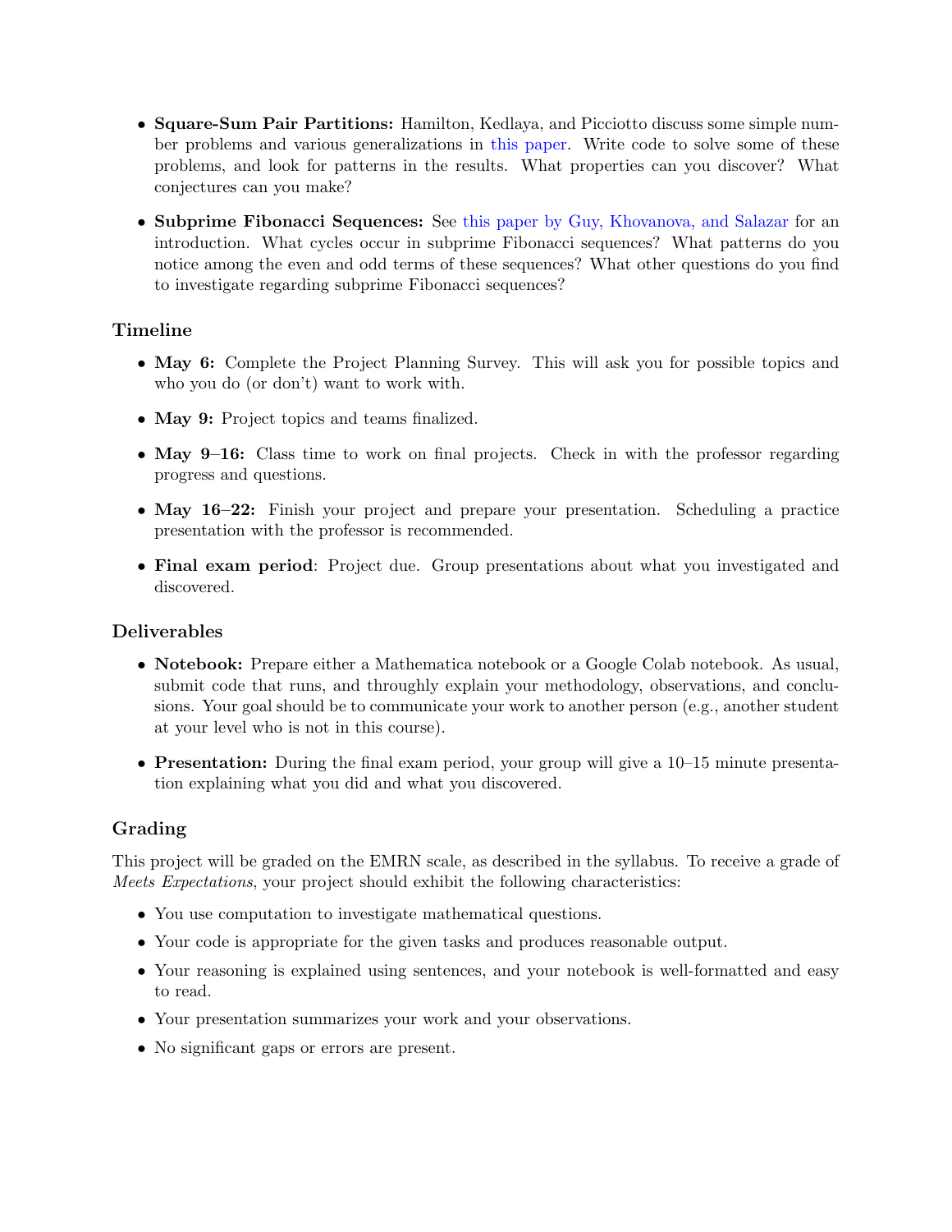- **Square-Sum Pair Partitions:** Hamilton, Kedlaya, and Picciotto discuss some simple number problems and various generalizations in this paper. Write code to solve some of these problems, and look for patterns in the results. What properties can you discover? What conjectures can you make?

- **Subprime Fibonacci Sequences:** See this paper by Guy, Khovanova, and Salazar for an introduction. What cycles occur in subprime Fibonacci sequences? What patterns do you notice among the even and odd terms of these sequences? What other questions do you find to investigate regarding subprime Fibonacci sequences?

### Timeline

- **May 6:** Complete the Project Planning Survey. This will ask you for possible topics and who you do (or don't) want to work with.
- **May 9:** Project topics and teams finalized.
- **May 9–16:** Class time to work on final projects. Check in with the professor regarding progress and questions.
- **May 16–22:** Finish your project and prepare your presentation. Scheduling a practice presentation with the professor is recommended.
- **Final exam period**: Project due. Group presentations about what you investigated and discovered.

### Deliverables

- **Notebook:** Prepare either a Mathematica notebook or a Google Colab notebook. As usual, submit code that runs, and throughly explain your methodology, observations, and conclusions. Your goal should be to communicate your work to another person (e.g., another student at your level who is not in this course).
- **Presentation:** During the final exam period, your group will give a 10–15 minute presentation explaining what you did and what you discovered.

### Grading

This project will be graded on the EMRN scale, as described in the syllabus. To receive a grade of *Meets Expectations*, your project should exhibit the following characteristics:

- You use computation to investigate mathematical questions.
- Your code is appropriate for the given tasks and produces reasonable output.
- Your reasoning is explained using sentences, and your notebook is well-formatted and easy to read.
- Your presentation summarizes your work and your observations.
- No significant gaps or errors are present.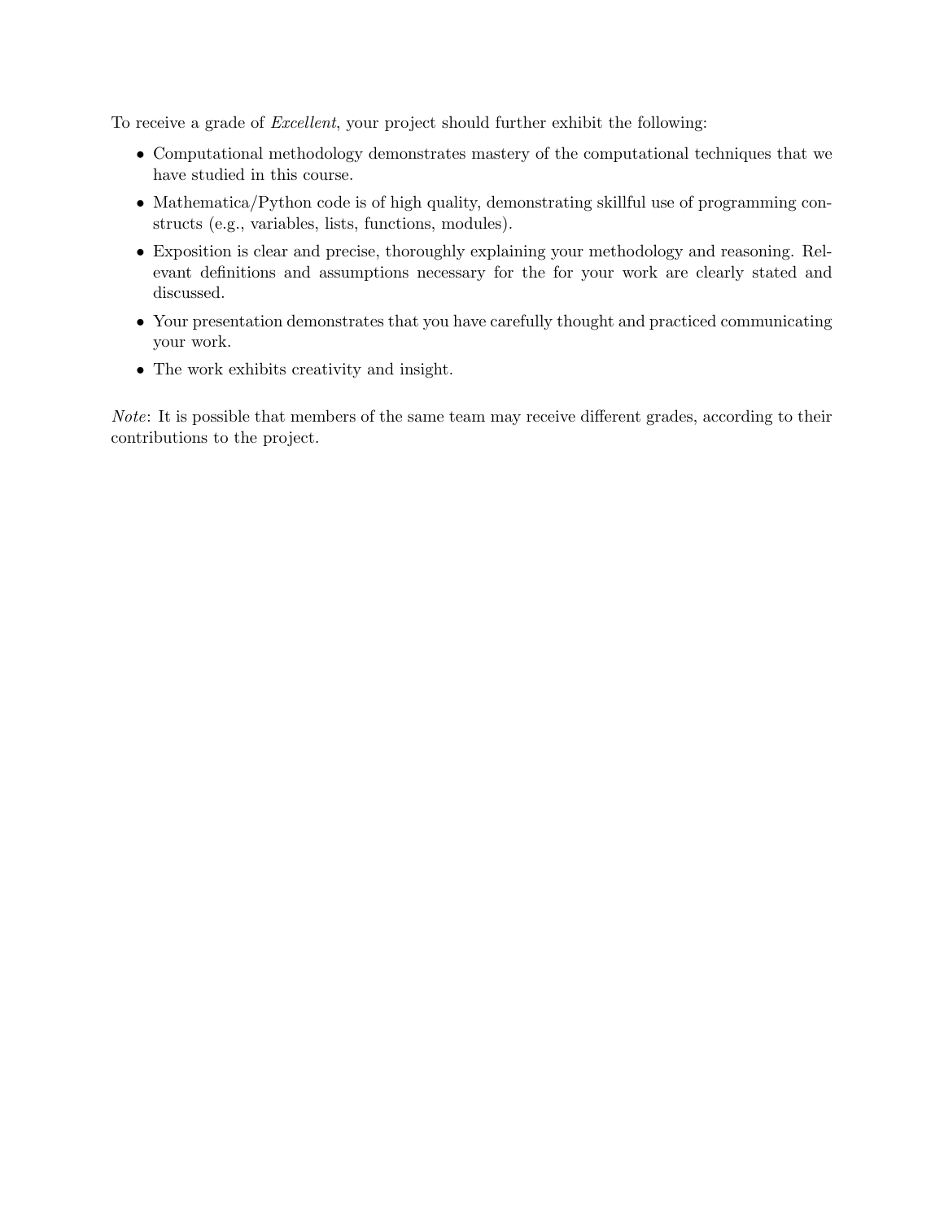To receive a grade of *Excellent*, your project should further exhibit the following:

- Computational methodology demonstrates mastery of the computational techniques that we have studied in this course.
- Mathematica/Python code is of high quality, demonstrating skillful use of programming constructs (e.g., variables, lists, functions, modules).
- Exposition is clear and precise, thoroughly explaining your methodology and reasoning. Relevant definitions and assumptions necessary for the for your work are clearly stated and discussed.
- Your presentation demonstrates that you have carefully thought and practiced communicating your work.
- The work exhibits creativity and insight.

*Note*: It is possible that members of the same team may receive different grades, according to their contributions to the project.